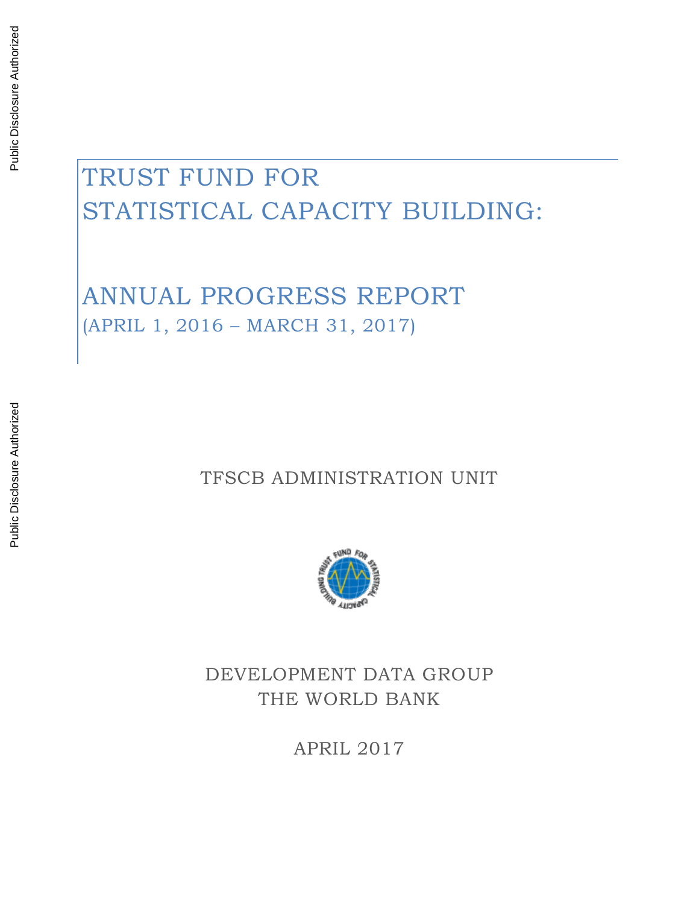# TRUST FUND FOR STATISTICAL CAPACITY BUILDING:

# ANNUAL PROGRESS REPORT

(APRIL 1, 2016 – MARCH 31, 2017)

TFSCB ADMINISTRATION UNIT

DEVELOPMENT DATA GROUP
THE WORLD BANK

APRIL 2017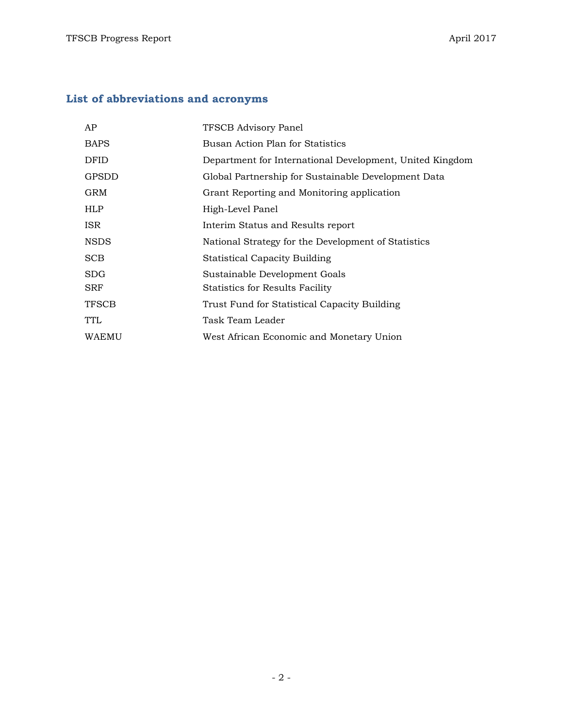## List of abbreviations and acronyms

| | |
|---|---|
| AP | TFSCB Advisory Panel |
| BAPS | Busan Action Plan for Statistics |
| DFID | Department for International Development, United Kingdom |
| GPSDD | Global Partnership for Sustainable Development Data |
| GRM | Grant Reporting and Monitoring application |
| HLP | High-Level Panel |
| ISR | Interim Status and Results report |
| NSDS | National Strategy for the Development of Statistics |
| SCB | Statistical Capacity Building |
| SDG | Sustainable Development Goals |
| SRF | Statistics for Results Facility |
| TFSCB | Trust Fund for Statistical Capacity Building |
| TTL | Task Team Leader |
| WAEMU | West African Economic and Monetary Union |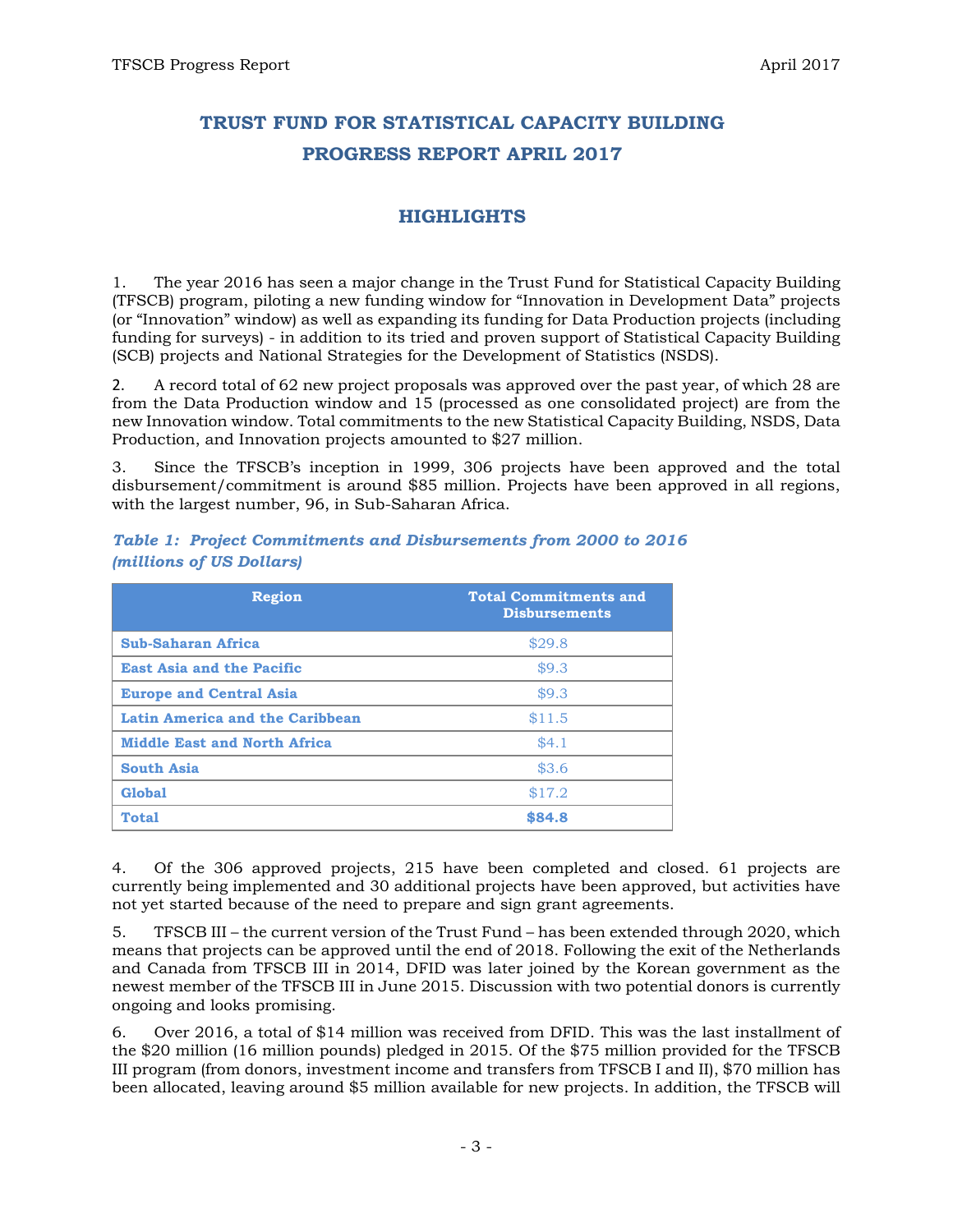# TRUST FUND FOR STATISTICAL CAPACITY BUILDING PROGRESS REPORT APRIL 2017

## HIGHLIGHTS

1. The year 2016 has seen a major change in the Trust Fund for Statistical Capacity Building (TFSCB) program, piloting a new funding window for "Innovation in Development Data" projects (or "Innovation" window) as well as expanding its funding for Data Production projects (including funding for surveys) - in addition to its tried and proven support of Statistical Capacity Building (SCB) projects and National Strategies for the Development of Statistics (NSDS).

2. A record total of 62 new project proposals was approved over the past year, of which 28 are from the Data Production window and 15 (processed as one consolidated project) are from the new Innovation window. Total commitments to the new Statistical Capacity Building, NSDS, Data Production, and Innovation projects amounted to $27 million.

3. Since the TFSCB's inception in 1999, 306 projects have been approved and the total disbursement/commitment is around $85 million. Projects have been approved in all regions, with the largest number, 96, in Sub-Saharan Africa.

***Table 1: Project Commitments and Disbursements from 2000 to 2016 (millions of US Dollars)***

| Region | Total Commitments and Disbursements |
|---|---|
| **Sub-Saharan Africa** | $29.8 |
| **East Asia and the Pacific** | $9.3 |
| **Europe and Central Asia** | $9.3 |
| **Latin America and the Caribbean** | $11.5 |
| **Middle East and North Africa** | $4.1 |
| **South Asia** | $3.6 |
| **Global** | $17.2 |
| **Total** | **$84.8** |

4. Of the 306 approved projects, 215 have been completed and closed. 61 projects are currently being implemented and 30 additional projects have been approved, but activities have not yet started because of the need to prepare and sign grant agreements.

5. TFSCB III – the current version of the Trust Fund – has been extended through 2020, which means that projects can be approved until the end of 2018. Following the exit of the Netherlands and Canada from TFSCB III in 2014, DFID was later joined by the Korean government as the newest member of the TFSCB III in June 2015. Discussion with two potential donors is currently ongoing and looks promising.

6. Over 2016, a total of $14 million was received from DFID. This was the last installment of the $20 million (16 million pounds) pledged in 2015. Of the $75 million provided for the TFSCB III program (from donors, investment income and transfers from TFSCB I and II), $70 million has been allocated, leaving around $5 million available for new projects. In addition, the TFSCB will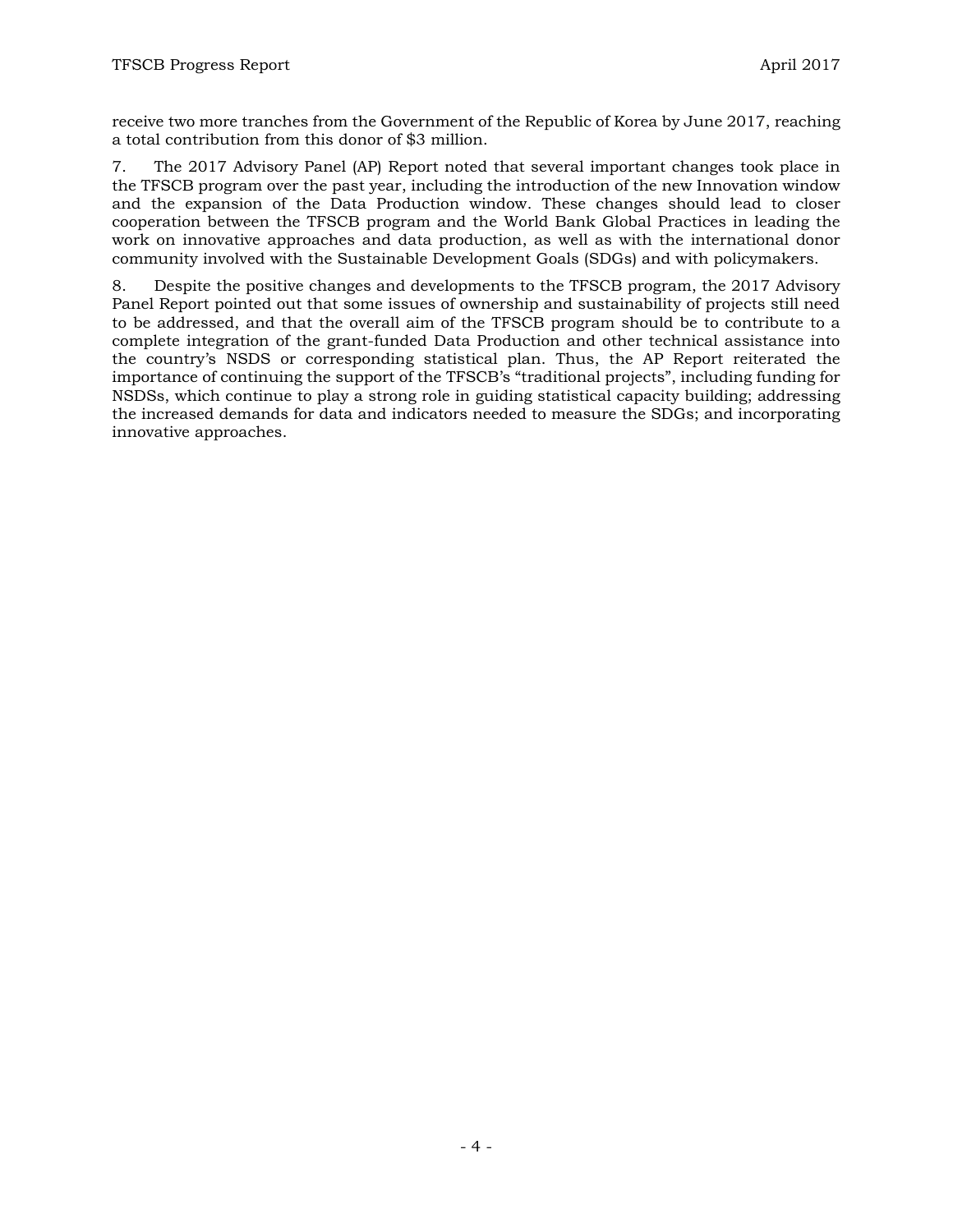receive two more tranches from the Government of the Republic of Korea by June 2017, reaching a total contribution from this donor of $3 million.

7. The 2017 Advisory Panel (AP) Report noted that several important changes took place in the TFSCB program over the past year, including the introduction of the new Innovation window and the expansion of the Data Production window. These changes should lead to closer cooperation between the TFSCB program and the World Bank Global Practices in leading the work on innovative approaches and data production, as well as with the international donor community involved with the Sustainable Development Goals (SDGs) and with policymakers.

8. Despite the positive changes and developments to the TFSCB program, the 2017 Advisory Panel Report pointed out that some issues of ownership and sustainability of projects still need to be addressed, and that the overall aim of the TFSCB program should be to contribute to a complete integration of the grant-funded Data Production and other technical assistance into the country's NSDS or corresponding statistical plan. Thus, the AP Report reiterated the importance of continuing the support of the TFSCB's "traditional projects", including funding for NSDSs, which continue to play a strong role in guiding statistical capacity building; addressing the increased demands for data and indicators needed to measure the SDGs; and incorporating innovative approaches.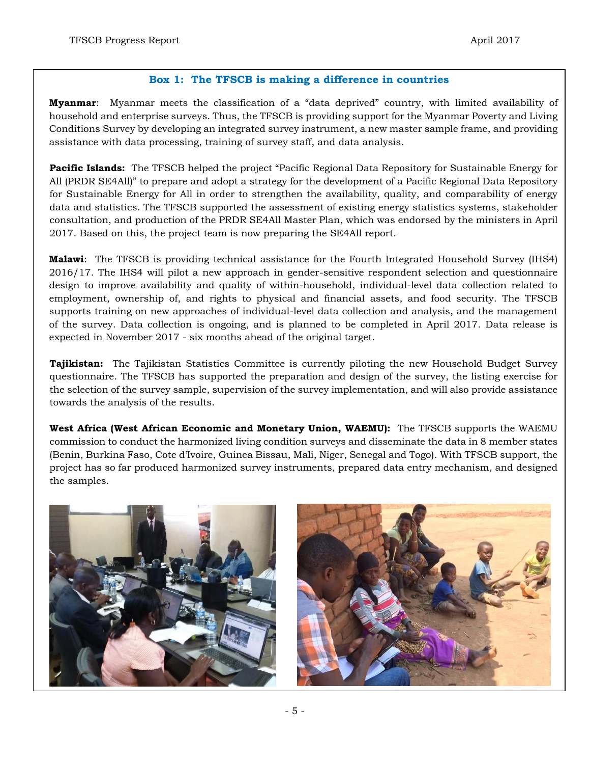### Box 1: The TFSCB is making a difference in countries

**Myanmar**: Myanmar meets the classification of a "data deprived" country, with limited availability of household and enterprise surveys. Thus, the TFSCB is providing support for the Myanmar Poverty and Living Conditions Survey by developing an integrated survey instrument, a new master sample frame, and providing assistance with data processing, training of survey staff, and data analysis.

**Pacific Islands:** The TFSCB helped the project "Pacific Regional Data Repository for Sustainable Energy for All (PRDR SE4All)" to prepare and adopt a strategy for the development of a Pacific Regional Data Repository for Sustainable Energy for All in order to strengthen the availability, quality, and comparability of energy data and statistics. The TFSCB supported the assessment of existing energy statistics systems, stakeholder consultation, and production of the PRDR SE4All Master Plan, which was endorsed by the ministers in April 2017. Based on this, the project team is now preparing the SE4All report.

**Malawi**: The TFSCB is providing technical assistance for the Fourth Integrated Household Survey (IHS4) 2016/17. The IHS4 will pilot a new approach in gender-sensitive respondent selection and questionnaire design to improve availability and quality of within-household, individual-level data collection related to employment, ownership of, and rights to physical and financial assets, and food security. The TFSCB supports training on new approaches of individual-level data collection and analysis, and the management of the survey. Data collection is ongoing, and is planned to be completed in April 2017. Data release is expected in November 2017 - six months ahead of the original target.

**Tajikistan:** The Tajikistan Statistics Committee is currently piloting the new Household Budget Survey questionnaire. The TFSCB has supported the preparation and design of the survey, the listing exercise for the selection of the survey sample, supervision of the survey implementation, and will also provide assistance towards the analysis of the results.

**West Africa (West African Economic and Monetary Union, WAEMU):** The TFSCB supports the WAEMU commission to conduct the harmonized living condition surveys and disseminate the data in 8 member states (Benin, Burkina Faso, Cote d'Ivoire, Guinea Bissau, Mali, Niger, Senegal and Togo). With TFSCB support, the project has so far produced harmonized survey instruments, prepared data entry mechanism, and designed the samples.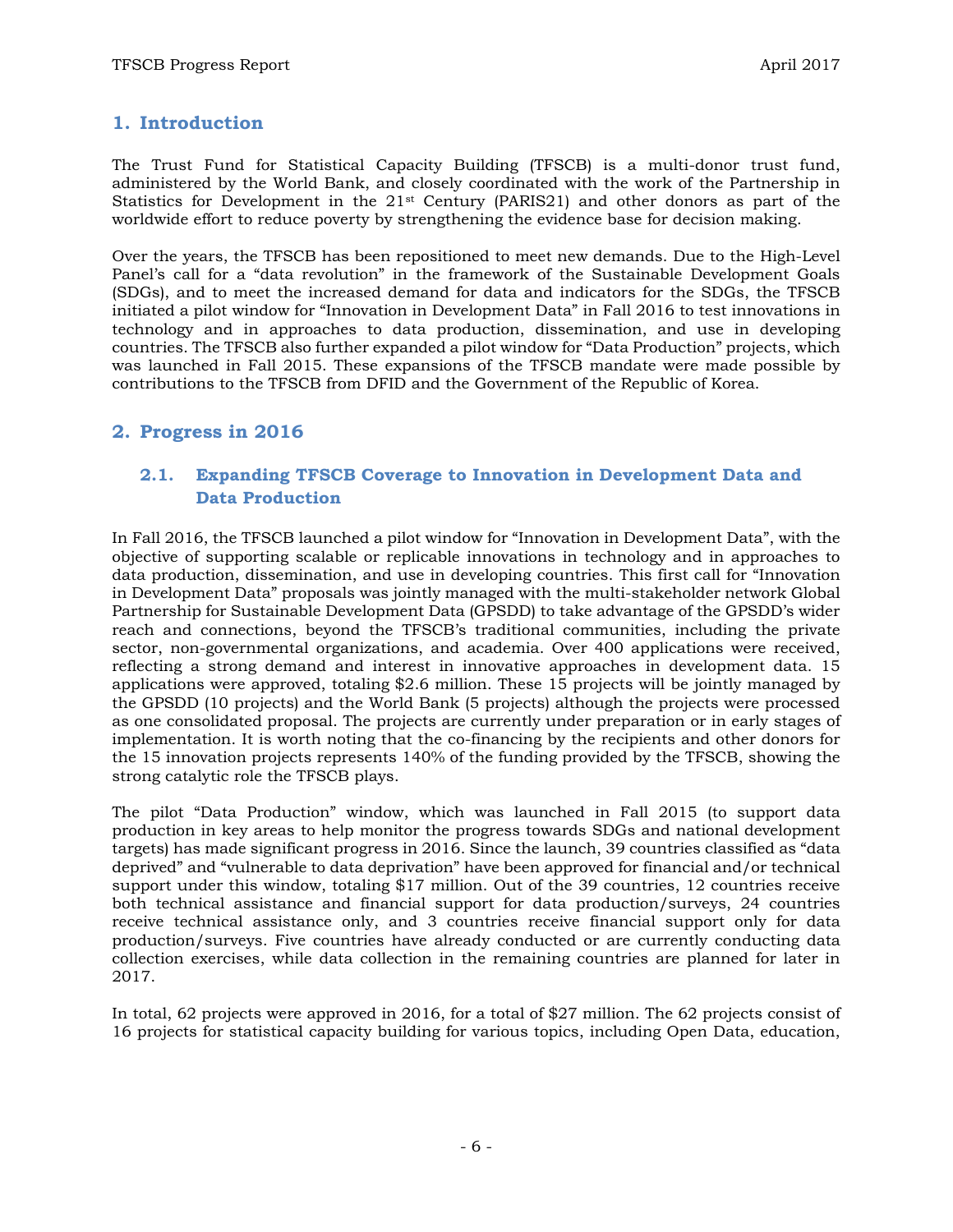## 1. Introduction

The Trust Fund for Statistical Capacity Building (TFSCB) is a multi-donor trust fund, administered by the World Bank, and closely coordinated with the work of the Partnership in Statistics for Development in the 21st Century (PARIS21) and other donors as part of the worldwide effort to reduce poverty by strengthening the evidence base for decision making.

Over the years, the TFSCB has been repositioned to meet new demands. Due to the High-Level Panel's call for a "data revolution" in the framework of the Sustainable Development Goals (SDGs), and to meet the increased demand for data and indicators for the SDGs, the TFSCB initiated a pilot window for "Innovation in Development Data" in Fall 2016 to test innovations in technology and in approaches to data production, dissemination, and use in developing countries. The TFSCB also further expanded a pilot window for "Data Production" projects, which was launched in Fall 2015. These expansions of the TFSCB mandate were made possible by contributions to the TFSCB from DFID and the Government of the Republic of Korea.

## 2. Progress in 2016

### 2.1. Expanding TFSCB Coverage to Innovation in Development Data and Data Production

In Fall 2016, the TFSCB launched a pilot window for "Innovation in Development Data", with the objective of supporting scalable or replicable innovations in technology and in approaches to data production, dissemination, and use in developing countries. This first call for "Innovation in Development Data" proposals was jointly managed with the multi-stakeholder network Global Partnership for Sustainable Development Data (GPSDD) to take advantage of the GPSDD's wider reach and connections, beyond the TFSCB's traditional communities, including the private sector, non-governmental organizations, and academia. Over 400 applications were received, reflecting a strong demand and interest in innovative approaches in development data. 15 applications were approved, totaling $2.6 million. These 15 projects will be jointly managed by the GPSDD (10 projects) and the World Bank (5 projects) although the projects were processed as one consolidated proposal. The projects are currently under preparation or in early stages of implementation. It is worth noting that the co-financing by the recipients and other donors for the 15 innovation projects represents 140% of the funding provided by the TFSCB, showing the strong catalytic role the TFSCB plays.

The pilot "Data Production" window, which was launched in Fall 2015 (to support data production in key areas to help monitor the progress towards SDGs and national development targets) has made significant progress in 2016. Since the launch, 39 countries classified as "data deprived" and "vulnerable to data deprivation" have been approved for financial and/or technical support under this window, totaling $17 million. Out of the 39 countries, 12 countries receive both technical assistance and financial support for data production/surveys, 24 countries receive technical assistance only, and 3 countries receive financial support only for data production/surveys. Five countries have already conducted or are currently conducting data collection exercises, while data collection in the remaining countries are planned for later in 2017.

In total, 62 projects were approved in 2016, for a total of $27 million. The 62 projects consist of 16 projects for statistical capacity building for various topics, including Open Data, education,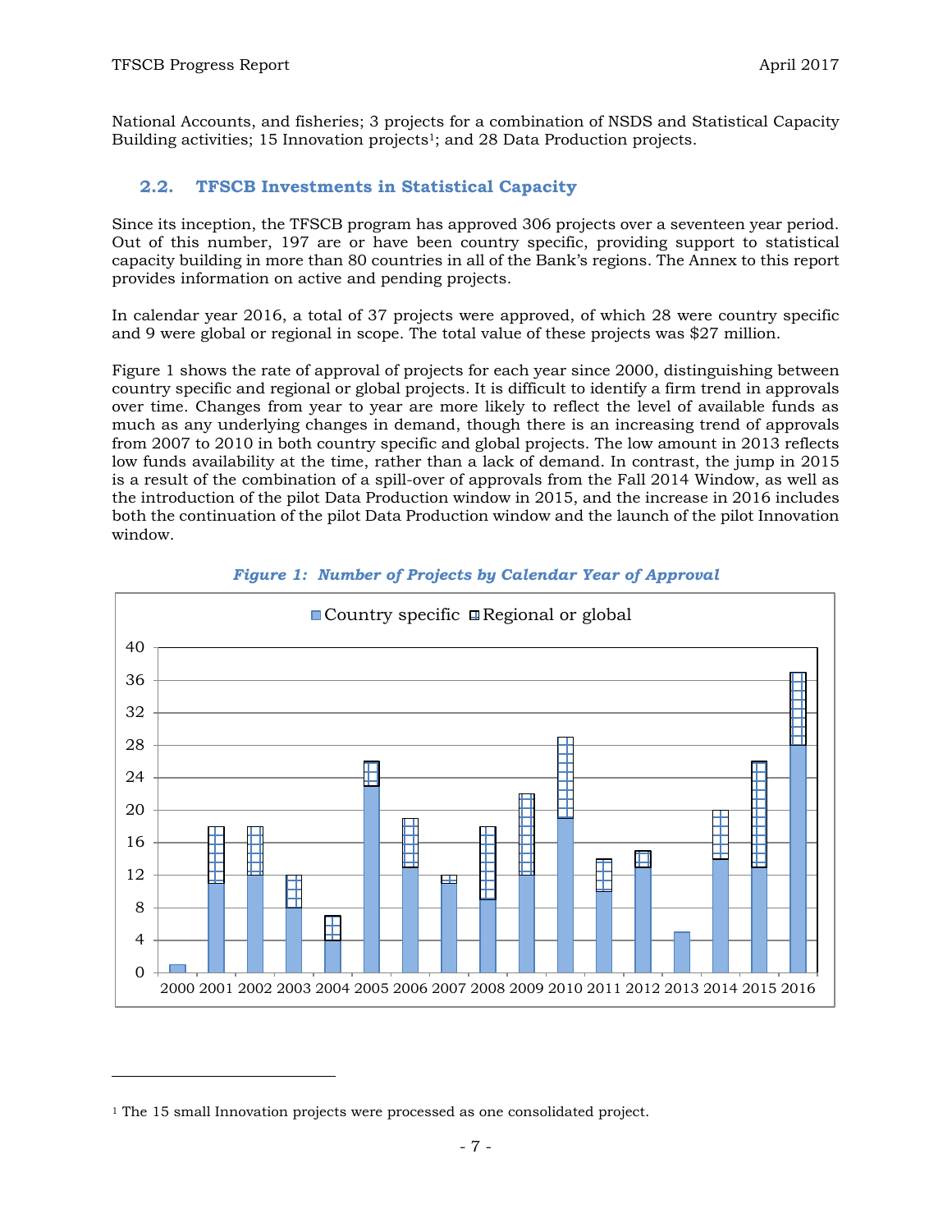National Accounts, and fisheries; 3 projects for a combination of NSDS and Statistical Capacity Building activities; 15 Innovation projects[1]; and 28 Data Production projects.

## 2.2. TFSCB Investments in Statistical Capacity

Since its inception, the TFSCB program has approved 306 projects over a seventeen year period. Out of this number, 197 are or have been country specific, providing support to statistical capacity building in more than 80 countries in all of the Bank's regions. The Annex to this report provides information on active and pending projects.

In calendar year 2016, a total of 37 projects were approved, of which 28 were country specific and 9 were global or regional in scope. The total value of these projects was $27 million.

Figure 1 shows the rate of approval of projects for each year since 2000, distinguishing between country specific and regional or global projects. It is difficult to identify a firm trend in approvals over time. Changes from year to year are more likely to reflect the level of available funds as much as any underlying changes in demand, though there is an increasing trend of approvals from 2007 to 2010 in both country specific and global projects. The low amount in 2013 reflects low funds availability at the time, rather than a lack of demand. In contrast, the jump in 2015 is a result of the combination of a spill-over of approvals from the Fall 2014 Window, as well as the introduction of the pilot Data Production window in 2015, and the increase in 2016 includes both the continuation of the pilot Data Production window and the launch of the pilot Innovation window.

***Figure 1: Number of Projects by Calendar Year of Approval***

| Year | Country specific | Regional or global |
|---|---|---|
| 2000 | 1 | 0 |
| 2001 | 11 | 7 |
| 2002 | 12 | 6 |
| 2003 | 8 | 4 |
| 2004 | 4 | 3 |
| 2005 | 23 | 3 |
| 2006 | 13 | 6 |
| 2007 | 11 | 1 |
| 2008 | 9 | 9 |
| 2009 | 12 | 10 |
| 2010 | 19 | 10 |
| 2011 | 10 | 4 |
| 2012 | 13 | 2 |
| 2013 | 5 | 0 |
| 2014 | 14 | 6 |
| 2015 | 13 | 13 |
| 2016 | 28 | 9 |

[1] The 15 small Innovation projects were processed as one consolidated project.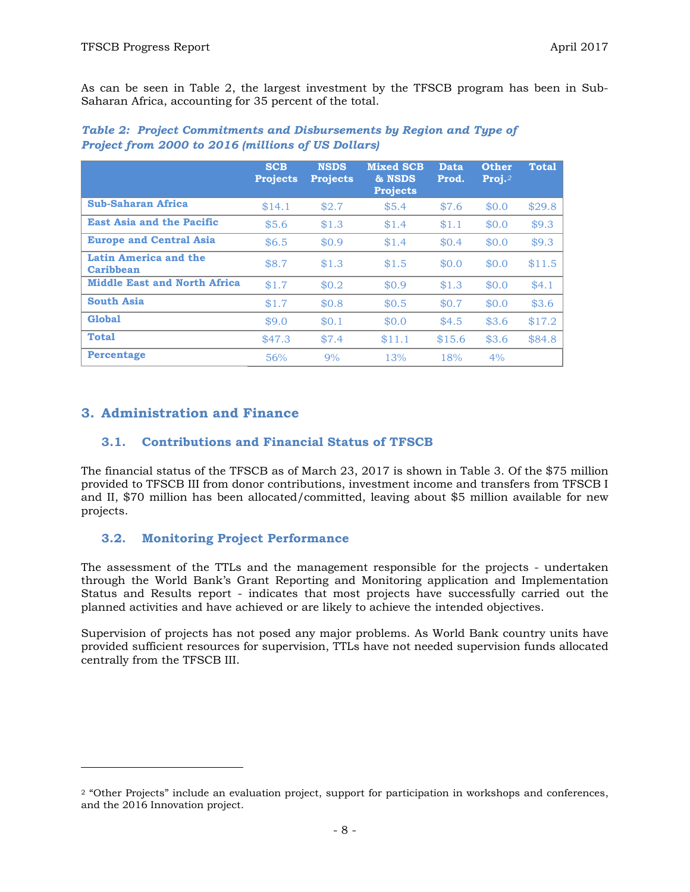As can be seen in Table 2, the largest investment by the TFSCB program has been in Sub-Saharan Africa, accounting for 35 percent of the total.

***Table 2: Project Commitments and Disbursements by Region and Type of Project from 2000 to 2016 (millions of US Dollars)***

| | SCB Projects | NSDS Projects | Mixed SCB & NSDS Projects | Data Prod. | Other Proj.[2] | Total |
|---|---|---|---|---|---|---|
| **Sub-Saharan Africa** | $14.1 | $2.7 | $5.4 | $7.6 | $0.0 | $29.8 |
| **East Asia and the Pacific** | $5.6 | $1.3 | $1.4 | $1.1 | $0.0 | $9.3 |
| **Europe and Central Asia** | $6.5 | $0.9 | $1.4 | $0.4 | $0.0 | $9.3 |
| **Latin America and the Caribbean** | $8.7 | $1.3 | $1.5 | $0.0 | $0.0 | $11.5 |
| **Middle East and North Africa** | $1.7 | $0.2 | $0.9 | $1.3 | $0.0 | $4.1 |
| **South Asia** | $1.7 | $0.8 | $0.5 | $0.7 | $0.0 | $3.6 |
| **Global** | $9.0 | $0.1 | $0.0 | $4.5 | $3.6 | $17.2 |
| **Total** | $47.3 | $7.4 | $11.1 | $15.6 | $3.6 | $84.8 |
| **Percentage** | 56% | 9% | 13% | 18% | 4% | |

## 3. Administration and Finance

### 3.1. Contributions and Financial Status of TFSCB

The financial status of the TFSCB as of March 23, 2017 is shown in Table 3. Of the $75 million provided to TFSCB III from donor contributions, investment income and transfers from TFSCB I and II, $70 million has been allocated/committed, leaving about $5 million available for new projects.

### 3.2. Monitoring Project Performance

The assessment of the TTLs and the management responsible for the projects - undertaken through the World Bank's Grant Reporting and Monitoring application and Implementation Status and Results report - indicates that most projects have successfully carried out the planned activities and have achieved or are likely to achieve the intended objectives.

Supervision of projects has not posed any major problems. As World Bank country units have provided sufficient resources for supervision, TTLs have not needed supervision funds allocated centrally from the TFSCB III.

---

[2] "Other Projects" include an evaluation project, support for participation in workshops and conferences, and the 2016 Innovation project.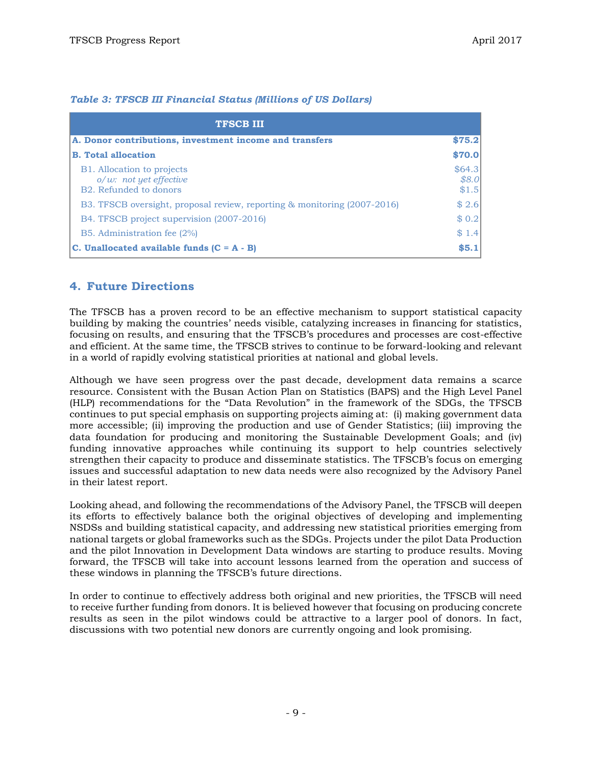*Table 3: TFSCB III Financial Status (Millions of US Dollars)*

| TFSCB III | |
|---|---|
| **A. Donor contributions, investment income and transfers** | **$75.2** |
| **B. Total allocation** | **$70.0** |
| B1. Allocation to projects | $64.3 |
| *o/w: not yet effective* | *$8.0* |
| B2. Refunded to donors | $1.5 |
| B3. TFSCB oversight, proposal review, reporting & monitoring (2007-2016) | $ 2.6 |
| B4. TFSCB project supervision (2007-2016) | $ 0.2 |
| B5. Administration fee (2%) | $ 1.4 |
| **C. Unallocated available funds (C = A - B)** | **$5.1** |

## 4. Future Directions

The TFSCB has a proven record to be an effective mechanism to support statistical capacity building by making the countries' needs visible, catalyzing increases in financing for statistics, focusing on results, and ensuring that the TFSCB's procedures and processes are cost-effective and efficient. At the same time, the TFSCB strives to continue to be forward-looking and relevant in a world of rapidly evolving statistical priorities at national and global levels.

Although we have seen progress over the past decade, development data remains a scarce resource. Consistent with the Busan Action Plan on Statistics (BAPS) and the High Level Panel (HLP) recommendations for the "Data Revolution" in the framework of the SDGs, the TFSCB continues to put special emphasis on supporting projects aiming at: (i) making government data more accessible; (ii) improving the production and use of Gender Statistics; (iii) improving the data foundation for producing and monitoring the Sustainable Development Goals; and (iv) funding innovative approaches while continuing its support to help countries selectively strengthen their capacity to produce and disseminate statistics. The TFSCB's focus on emerging issues and successful adaptation to new data needs were also recognized by the Advisory Panel in their latest report.

Looking ahead, and following the recommendations of the Advisory Panel, the TFSCB will deepen its efforts to effectively balance both the original objectives of developing and implementing NSDSs and building statistical capacity, and addressing new statistical priorities emerging from national targets or global frameworks such as the SDGs. Projects under the pilot Data Production and the pilot Innovation in Development Data windows are starting to produce results. Moving forward, the TFSCB will take into account lessons learned from the operation and success of these windows in planning the TFSCB's future directions.

In order to continue to effectively address both original and new priorities, the TFSCB will need to receive further funding from donors. It is believed however that focusing on producing concrete results as seen in the pilot windows could be attractive to a larger pool of donors. In fact, discussions with two potential new donors are currently ongoing and look promising.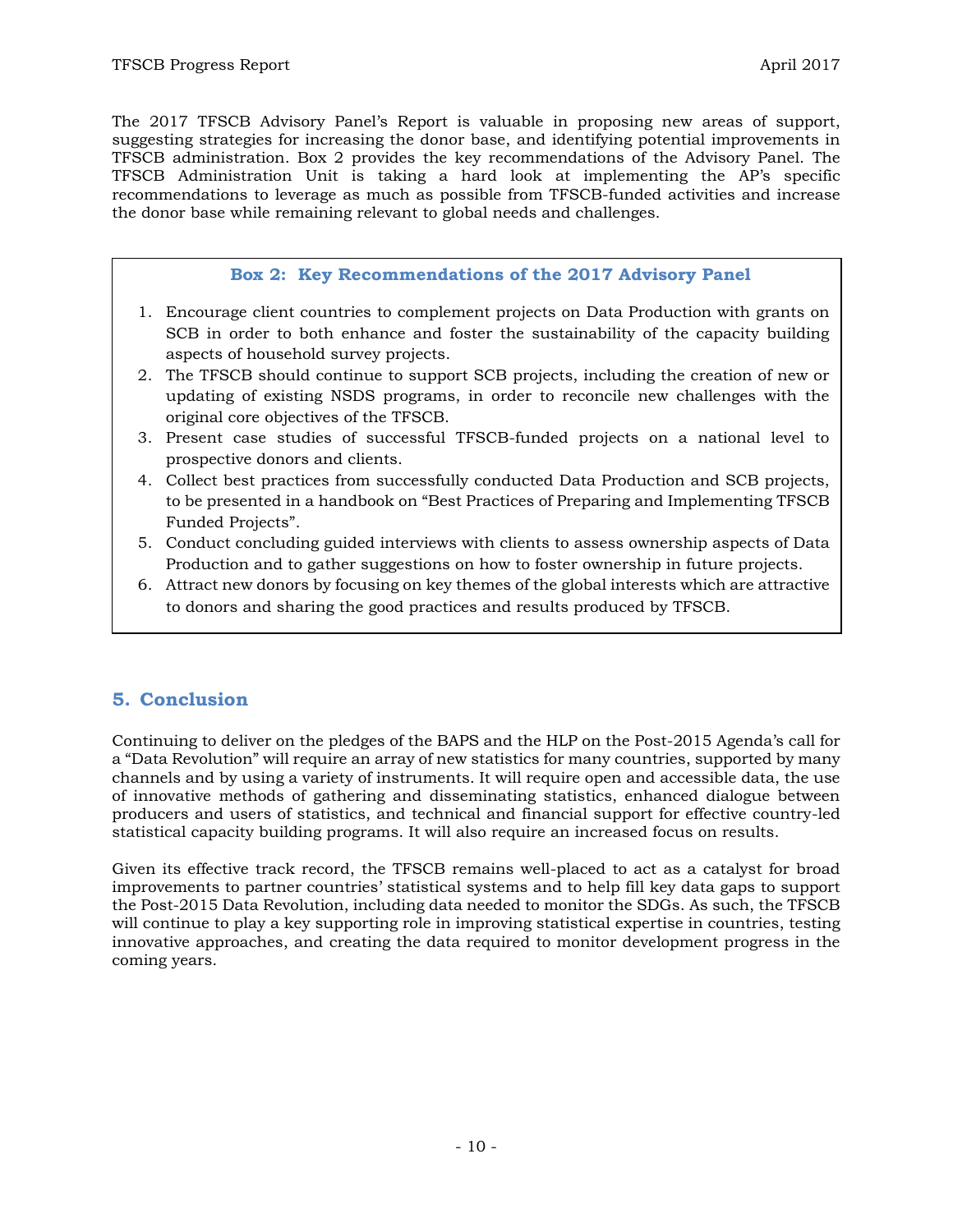The 2017 TFSCB Advisory Panel's Report is valuable in proposing new areas of support, suggesting strategies for increasing the donor base, and identifying potential improvements in TFSCB administration. Box 2 provides the key recommendations of the Advisory Panel. The TFSCB Administration Unit is taking a hard look at implementing the AP's specific recommendations to leverage as much as possible from TFSCB-funded activities and increase the donor base while remaining relevant to global needs and challenges.

### Box 2: Key Recommendations of the 2017 Advisory Panel

1. Encourage client countries to complement projects on Data Production with grants on SCB in order to both enhance and foster the sustainability of the capacity building aspects of household survey projects.
2. The TFSCB should continue to support SCB projects, including the creation of new or updating of existing NSDS programs, in order to reconcile new challenges with the original core objectives of the TFSCB.
3. Present case studies of successful TFSCB-funded projects on a national level to prospective donors and clients.
4. Collect best practices from successfully conducted Data Production and SCB projects, to be presented in a handbook on "Best Practices of Preparing and Implementing TFSCB Funded Projects".
5. Conduct concluding guided interviews with clients to assess ownership aspects of Data Production and to gather suggestions on how to foster ownership in future projects.
6. Attract new donors by focusing on key themes of the global interests which are attractive to donors and sharing the good practices and results produced by TFSCB.

## 5. Conclusion

Continuing to deliver on the pledges of the BAPS and the HLP on the Post-2015 Agenda's call for a "Data Revolution" will require an array of new statistics for many countries, supported by many channels and by using a variety of instruments. It will require open and accessible data, the use of innovative methods of gathering and disseminating statistics, enhanced dialogue between producers and users of statistics, and technical and financial support for effective country-led statistical capacity building programs. It will also require an increased focus on results.

Given its effective track record, the TFSCB remains well-placed to act as a catalyst for broad improvements to partner countries' statistical systems and to help fill key data gaps to support the Post-2015 Data Revolution, including data needed to monitor the SDGs. As such, the TFSCB will continue to play a key supporting role in improving statistical expertise in countries, testing innovative approaches, and creating the data required to monitor development progress in the coming years.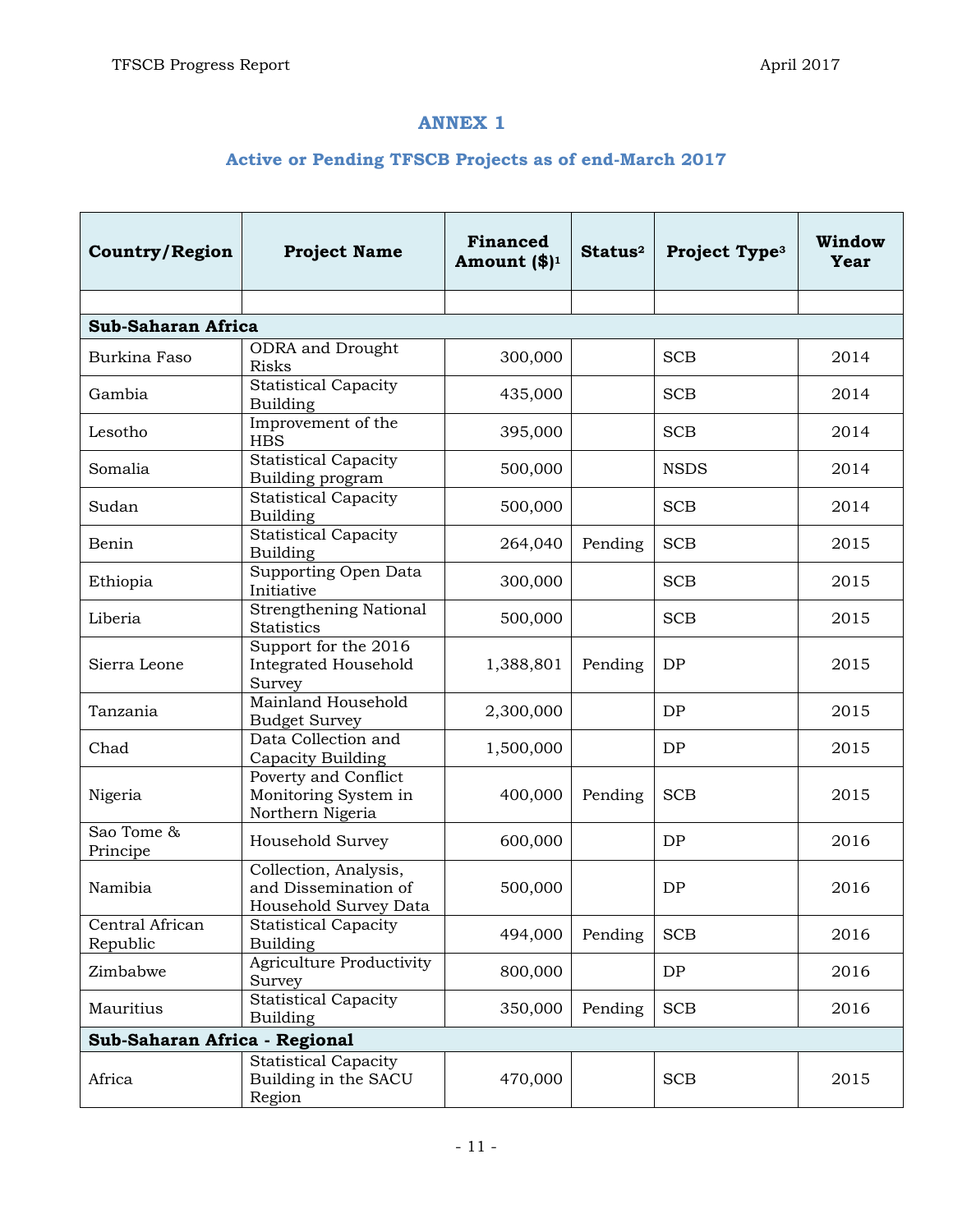## ANNEX 1

## Active or Pending TFSCB Projects as of end-March 2017

| Country/Region | Project Name | Financed Amount ($)[1] | Status[2] | Project Type[3] | Window Year |
|---|---|---|---|---|---|
| | | | | | |
| **Sub-Saharan Africa** | | | | | |
| Burkina Faso | ODRA and Drought Risks | 300,000 | | SCB | 2014 |
| Gambia | Statistical Capacity Building | 435,000 | | SCB | 2014 |
| Lesotho | Improvement of the HBS | 395,000 | | SCB | 2014 |
| Somalia | Statistical Capacity Building program | 500,000 | | NSDS | 2014 |
| Sudan | Statistical Capacity Building | 500,000 | | SCB | 2014 |
| Benin | Statistical Capacity Building | 264,040 | Pending | SCB | 2015 |
| Ethiopia | Supporting Open Data Initiative | 300,000 | | SCB | 2015 |
| Liberia | Strengthening National Statistics | 500,000 | | SCB | 2015 |
| Sierra Leone | Support for the 2016 Integrated Household Survey | 1,388,801 | Pending | DP | 2015 |
| Tanzania | Mainland Household Budget Survey | 2,300,000 | | DP | 2015 |
| Chad | Data Collection and Capacity Building | 1,500,000 | | DP | 2015 |
| Nigeria | Poverty and Conflict Monitoring System in Northern Nigeria | 400,000 | Pending | SCB | 2015 |
| Sao Tome & Principe | Household Survey | 600,000 | | DP | 2016 |
| Namibia | Collection, Analysis, and Dissemination of Household Survey Data | 500,000 | | DP | 2016 |
| Central African Republic | Statistical Capacity Building | 494,000 | Pending | SCB | 2016 |
| Zimbabwe | Agriculture Productivity Survey | 800,000 | | DP | 2016 |
| Mauritius | Statistical Capacity Building | 350,000 | Pending | SCB | 2016 |
| **Sub-Saharan Africa - Regional** | | | | | |
| Africa | Statistical Capacity Building in the SACU Region | 470,000 | | SCB | 2015 |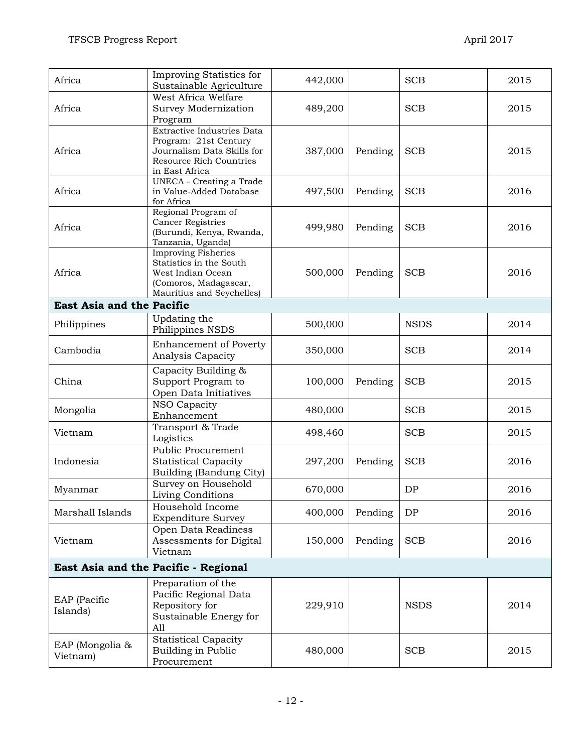| | | | | | |
|---|---|---|---|---|---|
| Africa | Improving Statistics for Sustainable Agriculture | 442,000 | | SCB | 2015 |
| Africa | West Africa Welfare Survey Modernization Program | 489,200 | | SCB | 2015 |
| Africa | Extractive Industries Data Program: 21st Century Journalism Data Skills for Resource Rich Countries in East Africa | 387,000 | Pending | SCB | 2015 |
| Africa | UNECA - Creating a Trade in Value-Added Database for Africa | 497,500 | Pending | SCB | 2016 |
| Africa | Regional Program of Cancer Registries (Burundi, Kenya, Rwanda, Tanzania, Uganda) | 499,980 | Pending | SCB | 2016 |
| Africa | Improving Fisheries Statistics in the South West Indian Ocean (Comoros, Madagascar, Mauritius and Seychelles) | 500,000 | Pending | SCB | 2016 |
| **East Asia and the Pacific** | | | | | |
| Philippines | Updating the Philippines NSDS | 500,000 | | NSDS | 2014 |
| Cambodia | Enhancement of Poverty Analysis Capacity | 350,000 | | SCB | 2014 |
| China | Capacity Building & Support Program to Open Data Initiatives | 100,000 | Pending | SCB | 2015 |
| Mongolia | NSO Capacity Enhancement | 480,000 | | SCB | 2015 |
| Vietnam | Transport & Trade Logistics | 498,460 | | SCB | 2015 |
| Indonesia | Public Procurement Statistical Capacity Building (Bandung City) | 297,200 | Pending | SCB | 2016 |
| Myanmar | Survey on Household Living Conditions | 670,000 | | DP | 2016 |
| Marshall Islands | Household Income Expenditure Survey | 400,000 | Pending | DP | 2016 |
| Vietnam | Open Data Readiness Assessments for Digital Vietnam | 150,000 | Pending | SCB | 2016 |
| **East Asia and the Pacific - Regional** | | | | | |
| EAP (Pacific Islands) | Preparation of the Pacific Regional Data Repository for Sustainable Energy for All | 229,910 | | NSDS | 2014 |
| EAP (Mongolia & Vietnam) | Statistical Capacity Building in Public Procurement | 480,000 | | SCB | 2015 |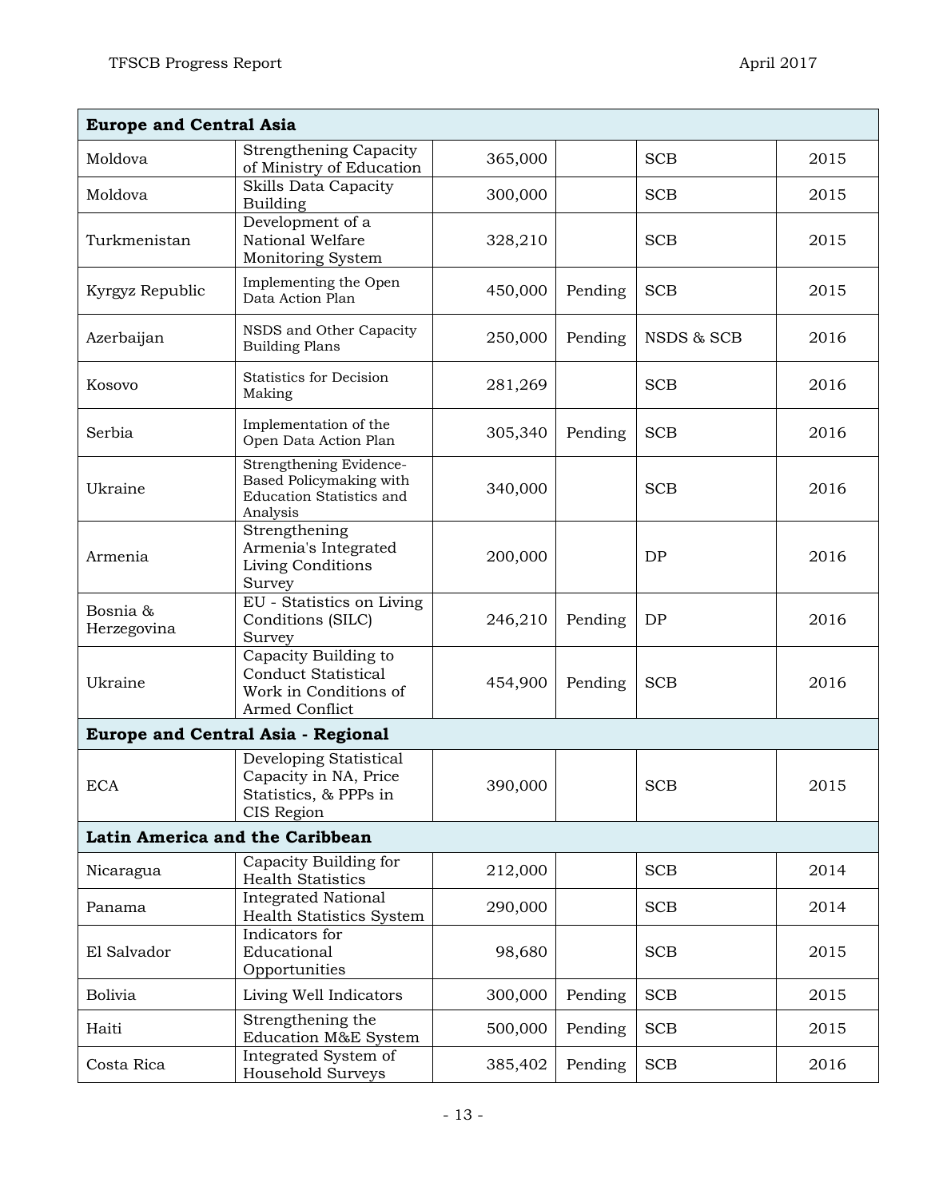| Europe and Central Asia | | | | | |
|---|---|---|---|---|---|
| Moldova | Strengthening Capacity of Ministry of Education | 365,000 | | SCB | 2015 |
| Moldova | Skills Data Capacity Building | 300,000 | | SCB | 2015 |
| Turkmenistan | Development of a National Welfare Monitoring System | 328,210 | | SCB | 2015 |
| Kyrgyz Republic | Implementing the Open Data Action Plan | 450,000 | Pending | SCB | 2015 |
| Azerbaijan | NSDS and Other Capacity Building Plans | 250,000 | Pending | NSDS & SCB | 2016 |
| Kosovo | Statistics for Decision Making | 281,269 | | SCB | 2016 |
| Serbia | Implementation of the Open Data Action Plan | 305,340 | Pending | SCB | 2016 |
| Ukraine | Strengthening Evidence-Based Policymaking with Education Statistics and Analysis | 340,000 | | SCB | 2016 |
| Armenia | Strengthening Armenia's Integrated Living Conditions Survey | 200,000 | | DP | 2016 |
| Bosnia & Herzegovina | EU - Statistics on Living Conditions (SILC) Survey | 246,210 | Pending | DP | 2016 |
| Ukraine | Capacity Building to Conduct Statistical Work in Conditions of Armed Conflict | 454,900 | Pending | SCB | 2016 |
| **Europe and Central Asia - Regional** | | | | | |
| ECA | Developing Statistical Capacity in NA, Price Statistics, & PPPs in CIS Region | 390,000 | | SCB | 2015 |
| **Latin America and the Caribbean** | | | | | |
| Nicaragua | Capacity Building for Health Statistics | 212,000 | | SCB | 2014 |
| Panama | Integrated National Health Statistics System | 290,000 | | SCB | 2014 |
| El Salvador | Indicators for Educational Opportunities | 98,680 | | SCB | 2015 |
| Bolivia | Living Well Indicators | 300,000 | Pending | SCB | 2015 |
| Haiti | Strengthening the Education M&E System | 500,000 | Pending | SCB | 2015 |
| Costa Rica | Integrated System of Household Surveys | 385,402 | Pending | SCB | 2016 |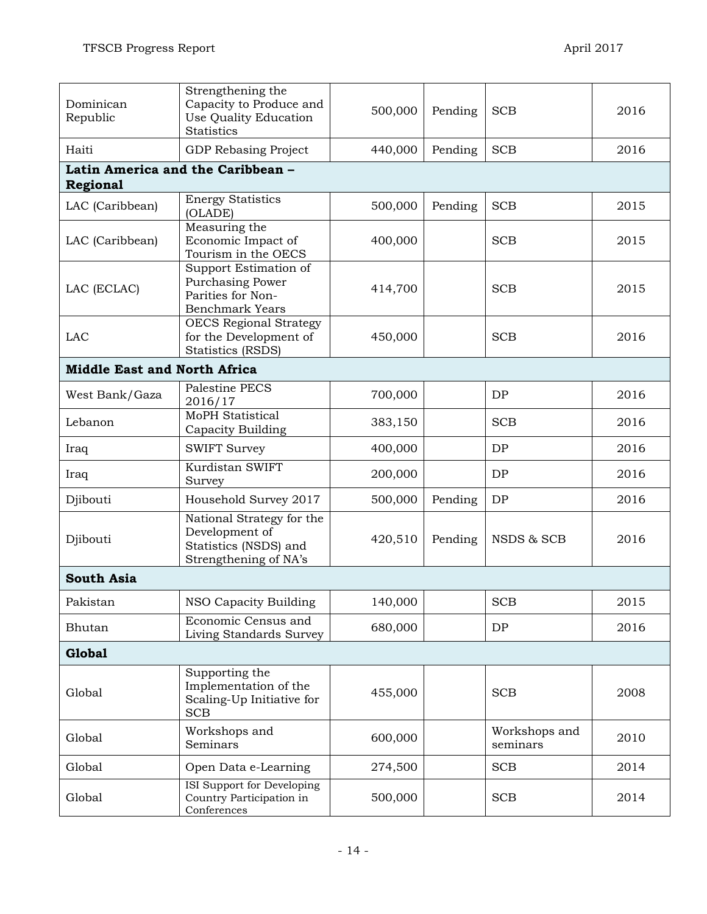| | | | | | |
|---|---|---|---|---|---|
| Dominican Republic | Strengthening the Capacity to Produce and Use Quality Education Statistics | 500,000 | Pending | SCB | 2016 |
| Haiti | GDP Rebasing Project | 440,000 | Pending | SCB | 2016 |
| **Latin America and the Caribbean – Regional** | | | | | |
| LAC (Caribbean) | Energy Statistics (OLADE) | 500,000 | Pending | SCB | 2015 |
| LAC (Caribbean) | Measuring the Economic Impact of Tourism in the OECS | 400,000 | | SCB | 2015 |
| LAC (ECLAC) | Support Estimation of Purchasing Power Parities for Non-Benchmark Years | 414,700 | | SCB | 2015 |
| LAC | OECS Regional Strategy for the Development of Statistics (RSDS) | 450,000 | | SCB | 2016 |
| **Middle East and North Africa** | | | | | |
| West Bank/Gaza | Palestine PECS 2016/17 | 700,000 | | DP | 2016 |
| Lebanon | MoPH Statistical Capacity Building | 383,150 | | SCB | 2016 |
| Iraq | SWIFT Survey | 400,000 | | DP | 2016 |
| Iraq | Kurdistan SWIFT Survey | 200,000 | | DP | 2016 |
| Djibouti | Household Survey 2017 | 500,000 | Pending | DP | 2016 |
| Djibouti | National Strategy for the Development of Statistics (NSDS) and Strengthening of NA's | 420,510 | Pending | NSDS & SCB | 2016 |
| **South Asia** | | | | | |
| Pakistan | NSO Capacity Building | 140,000 | | SCB | 2015 |
| Bhutan | Economic Census and Living Standards Survey | 680,000 | | DP | 2016 |
| **Global** | | | | | |
| Global | Supporting the Implementation of the Scaling-Up Initiative for SCB | 455,000 | | SCB | 2008 |
| Global | Workshops and Seminars | 600,000 | | Workshops and seminars | 2010 |
| Global | Open Data e-Learning | 274,500 | | SCB | 2014 |
| Global | ISI Support for Developing Country Participation in Conferences | 500,000 | | SCB | 2014 |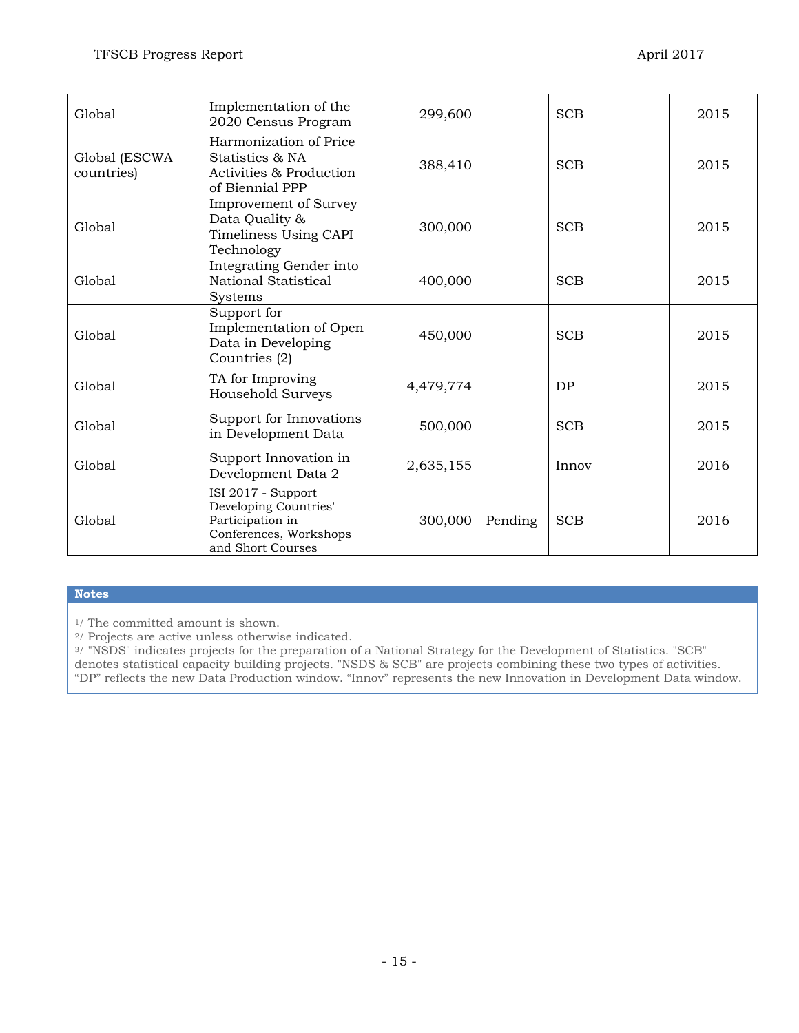| | | | | | |
|---|---|---|---|---|---|
| Global | Implementation of the 2020 Census Program | 299,600 | | SCB | 2015 |
| Global (ESCWA countries) | Harmonization of Price Statistics & NA Activities & Production of Biennial PPP | 388,410 | | SCB | 2015 |
| Global | Improvement of Survey Data Quality & Timeliness Using CAPI Technology | 300,000 | | SCB | 2015 |
| Global | Integrating Gender into National Statistical Systems | 400,000 | | SCB | 2015 |
| Global | Support for Implementation of Open Data in Developing Countries (2) | 450,000 | | SCB | 2015 |
| Global | TA for Improving Household Surveys | 4,479,774 | | DP | 2015 |
| Global | Support for Innovations in Development Data | 500,000 | | SCB | 2015 |
| Global | Support Innovation in Development Data 2 | 2,635,155 | | Innov | 2016 |
| Global | ISI 2017 - Support Developing Countries' Participation in Conferences, Workshops and Short Courses | 300,000 | Pending | SCB | 2016 |

**Notes**

1/ The committed amount is shown.
2/ Projects are active unless otherwise indicated.
3/ "NSDS" indicates projects for the preparation of a National Strategy for the Development of Statistics. "SCB" denotes statistical capacity building projects. "NSDS & SCB" are projects combining these two types of activities. "DP" reflects the new Data Production window. "Innov" represents the new Innovation in Development Data window.